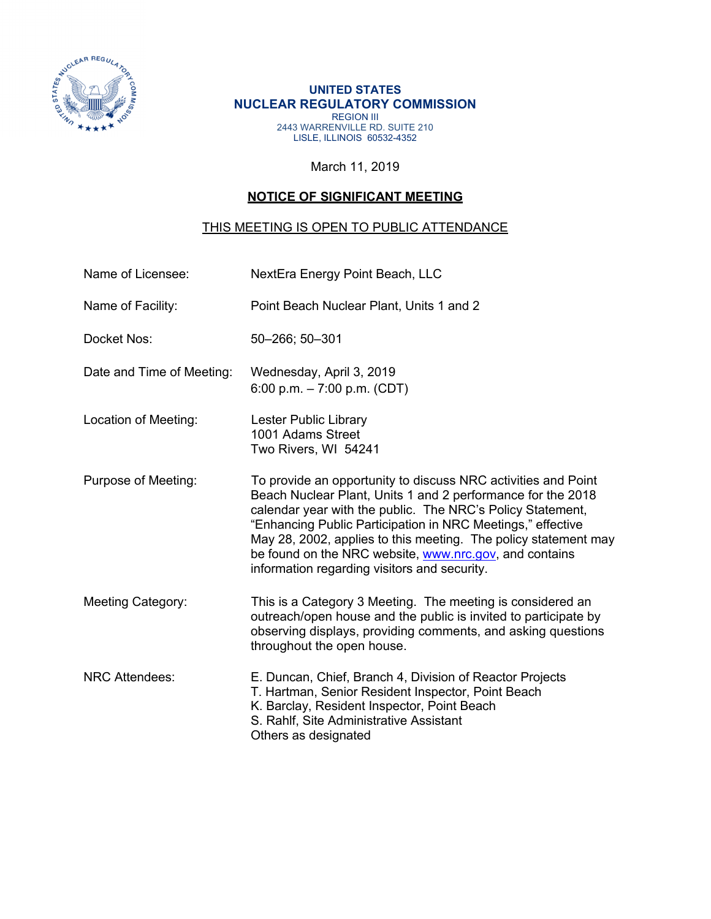**UNITED STATES**
**NUCLEAR REGULATORY COMMISSION**
REGION III
2443 WARRENVILLE RD. SUITE 210
LISLE, ILLINOIS 60532-4352

March 11, 2019

**NOTICE OF SIGNIFICANT MEETING**

THIS MEETING IS OPEN TO PUBLIC ATTENDANCE

Name of Licensee: NextEra Energy Point Beach, LLC

Name of Facility: Point Beach Nuclear Plant, Units 1 and 2

Docket Nos: 50–266; 50–301

Date and Time of Meeting: Wednesday, April 3, 2019
6:00 p.m. – 7:00 p.m. (CDT)

Location of Meeting: Lester Public Library
1001 Adams Street
Two Rivers, WI 54241

Purpose of Meeting: To provide an opportunity to discuss NRC activities and Point Beach Nuclear Plant, Units 1 and 2 performance for the 2018 calendar year with the public. The NRC's Policy Statement, "Enhancing Public Participation in NRC Meetings," effective May 28, 2002, applies to this meeting. The policy statement may be found on the NRC website, www.nrc.gov, and contains information regarding visitors and security.

Meeting Category: This is a Category 3 Meeting. The meeting is considered an outreach/open house and the public is invited to participate by observing displays, providing comments, and asking questions throughout the open house.

NRC Attendees: E. Duncan, Chief, Branch 4, Division of Reactor Projects
T. Hartman, Senior Resident Inspector, Point Beach
K. Barclay, Resident Inspector, Point Beach
S. Rahlf, Site Administrative Assistant
Others as designated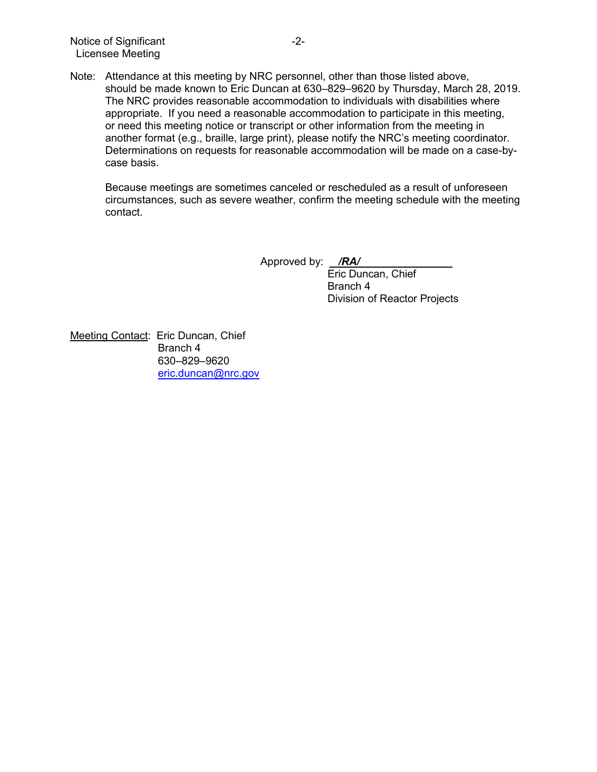Note: Attendance at this meeting by NRC personnel, other than those listed above, should be made known to Eric Duncan at 630–829–9620 by Thursday, March 28, 2019. The NRC provides reasonable accommodation to individuals with disabilities where appropriate. If you need a reasonable accommodation to participate in this meeting, or need this meeting notice or transcript or other information from the meeting in another format (e.g., braille, large print), please notify the NRC's meeting coordinator. Determinations on requests for reasonable accommodation will be made on a case-by-case basis.

Because meetings are sometimes canceled or rescheduled as a result of unforeseen circumstances, such as severe weather, confirm the meeting schedule with the meeting contact.

Approved by: ***/RA/***
Eric Duncan, Chief
Branch 4
Division of Reactor Projects

Meeting Contact: Eric Duncan, Chief
Branch 4
630–829–9620
eric.duncan@nrc.gov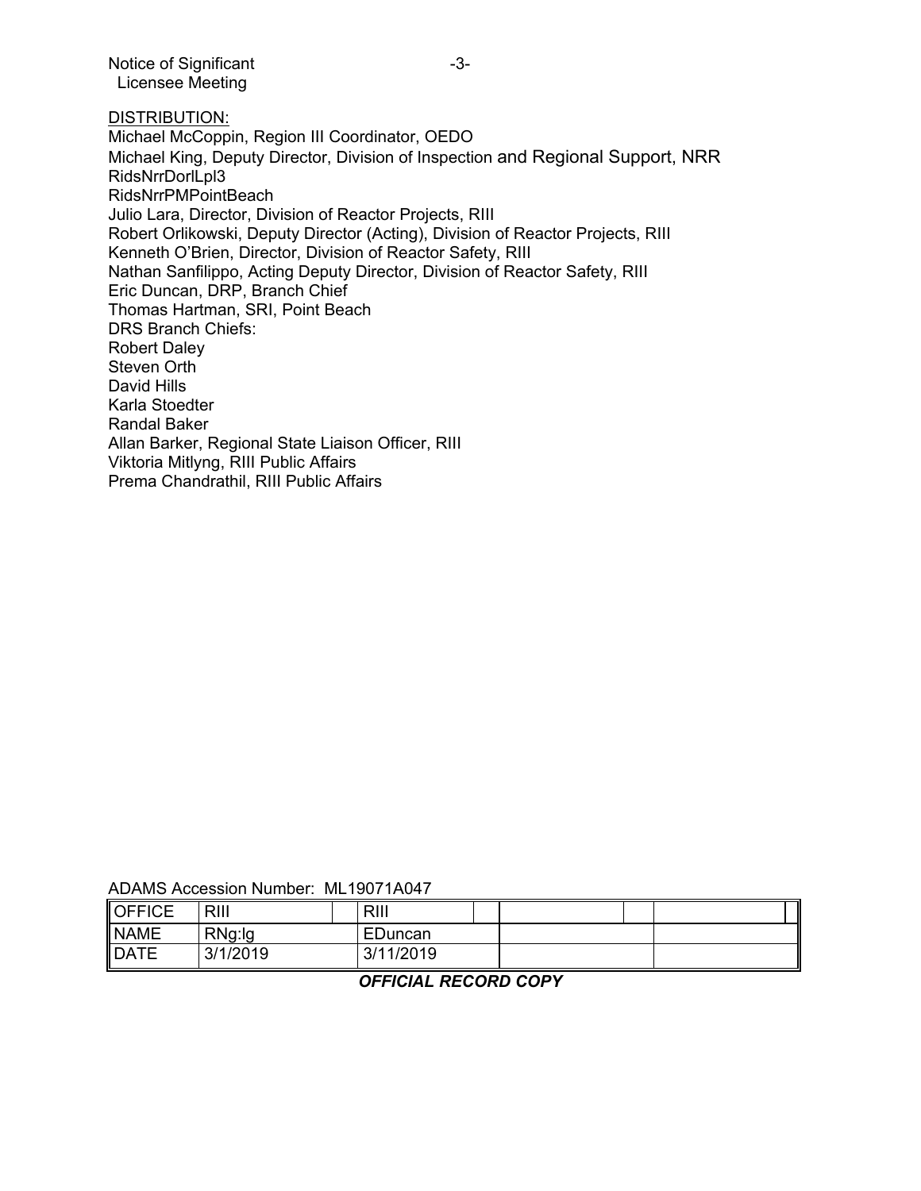DISTRIBUTION:
Michael McCoppin, Region III Coordinator, OEDO
Michael King, Deputy Director, Division of Inspection and Regional Support, NRR
RidsNrrDorlLpl3
RidsNrrPMPointBeach
Julio Lara, Director, Division of Reactor Projects, RIII
Robert Orlikowski, Deputy Director (Acting), Division of Reactor Projects, RIII
Kenneth O'Brien, Director, Division of Reactor Safety, RIII
Nathan Sanfilippo, Acting Deputy Director, Division of Reactor Safety, RIII
Eric Duncan, DRP, Branch Chief
Thomas Hartman, SRI, Point Beach
DRS Branch Chiefs:
Robert Daley
Steven Orth
David Hills
Karla Stoedter
Randal Baker
Allan Barker, Regional State Liaison Officer, RIII
Viktoria Mitlyng, RIII Public Affairs
Prema Chandrathil, RIII Public Affairs

ADAMS Accession Number: ML19071A047

| | | | | |
|---|---|---|---|---|
| OFFICE | RIII | RIII | | |
| NAME | RNg:lg | EDuncan | | |
| DATE | 3/1/2019 | 3/11/2019 | | |

***OFFICIAL RECORD COPY***